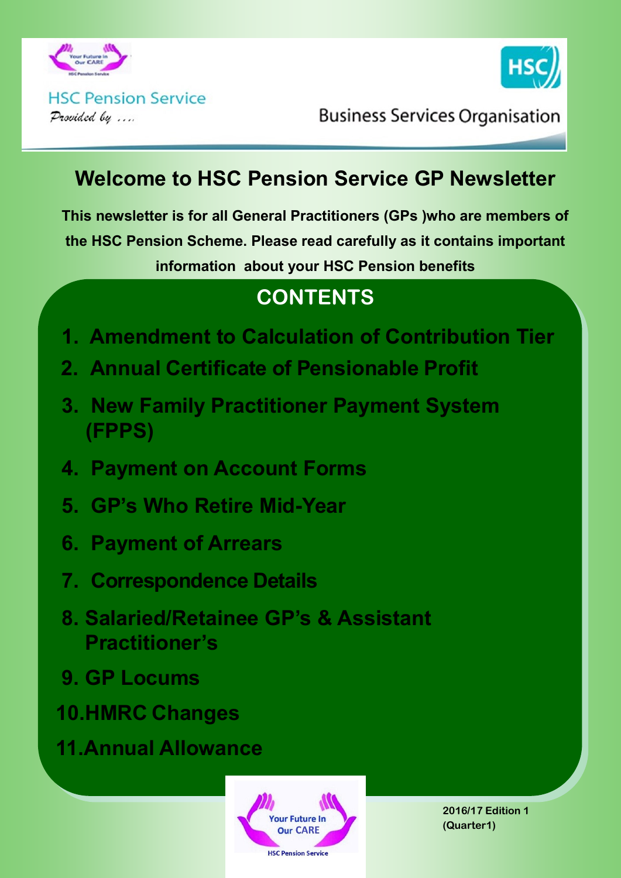HSC Pension Service

*Provided by ....*

Business Services Organisation

# Welcome to HSC Pension Service GP Newsletter

**This newsletter is for all General Practitioners (GPs )who are members of the HSC Pension Scheme. Please read carefully as it contains important information about your HSC Pension benefits**

## CONTENTS

1. Amendment to Calculation of Contribution Tier
2. Annual Certificate of Pensionable Profit
3. New Family Practitioner Payment System (FPPS)
4. Payment on Account Forms
5. GP's Who Retire Mid-Year
6. Payment of Arrears
7. Correspondence Details
8. Salaried/Retainee GP's & Assistant Practitioner's
9. GP Locums
10. HMRC Changes
11. Annual Allowance

Your Future In Our CARE

HSC Pension Service

2016/17 Edition 1 (Quarter1)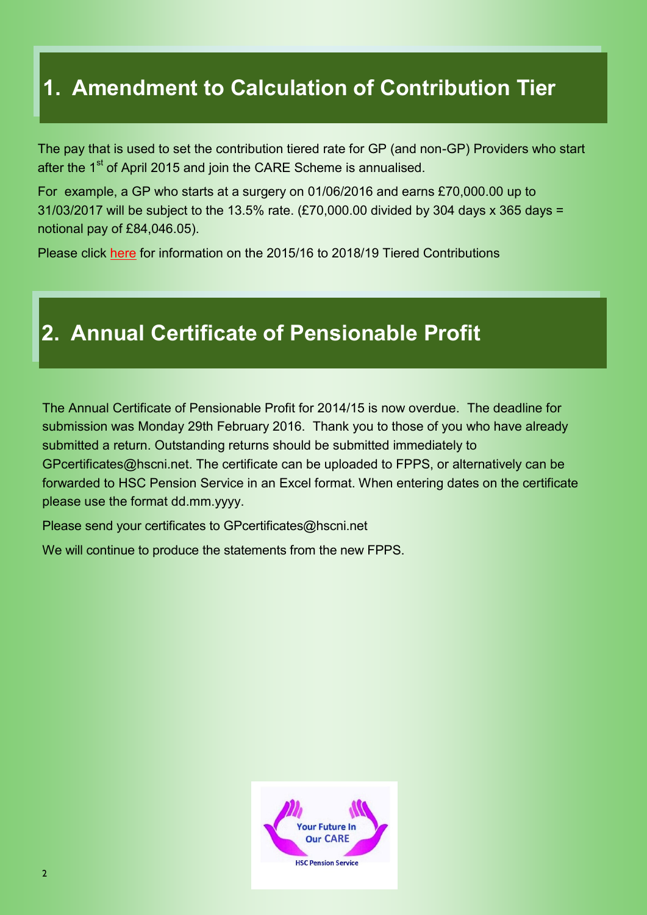## 1. Amendment to Calculation of Contribution Tier

The pay that is used to set the contribution tiered rate for GP (and non-GP) Providers who start after the 1st of April 2015 and join the CARE Scheme is annualised.

For example, a GP who starts at a surgery on 01/06/2016 and earns £70,000.00 up to 31/03/2017 will be subject to the 13.5% rate. (£70,000.00 divided by 304 days x 365 days = notional pay of £84,046.05).

Please click here for information on the 2015/16 to 2018/19 Tiered Contributions

## 2. Annual Certificate of Pensionable Profit

The Annual Certificate of Pensionable Profit for 2014/15 is now overdue. The deadline for submission was Monday 29th February 2016. Thank you to those of you who have already submitted a return. Outstanding returns should be submitted immediately to GPcertificates@hscni.net. The certificate can be uploaded to FPPS, or alternatively can be forwarded to HSC Pension Service in an Excel format. When entering dates on the certificate please use the format dd.mm.yyyy.

Please send your certificates to GPcertificates@hscni.net

We will continue to produce the statements from the new FPPS.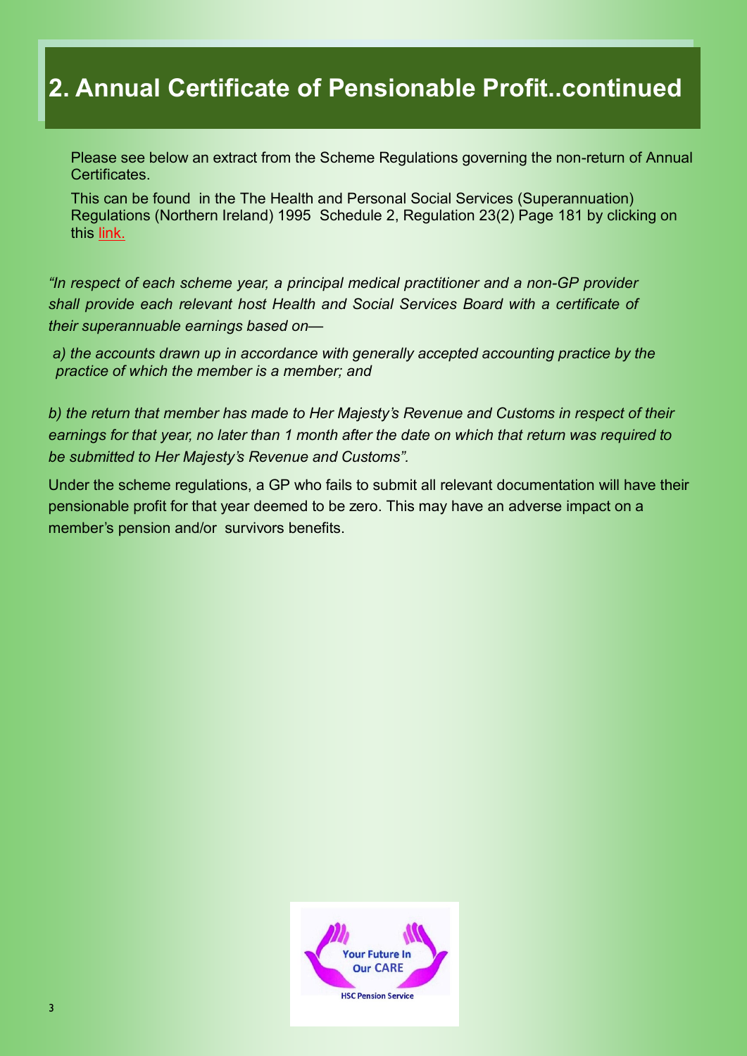## 2. Annual Certificate of Pensionable Profit..continued

Please see below an extract from the Scheme Regulations governing the non-return of Annual Certificates.

This can be found in the The Health and Personal Social Services (Superannuation) Regulations (Northern Ireland) 1995 Schedule 2, Regulation 23(2) Page 181 by clicking on this link.

*"In respect of each scheme year, a principal medical practitioner and a non-GP provider shall provide each relevant host Health and Social Services Board with a certificate of their superannuable earnings based on—*

*a) the accounts drawn up in accordance with generally accepted accounting practice by the practice of which the member is a member; and*

*b) the return that member has made to Her Majesty's Revenue and Customs in respect of their earnings for that year, no later than 1 month after the date on which that return was required to be submitted to Her Majesty's Revenue and Customs".*

Under the scheme regulations, a GP who fails to submit all relevant documentation will have their pensionable profit for that year deemed to be zero. This may have an adverse impact on a member's pension and/or survivors benefits.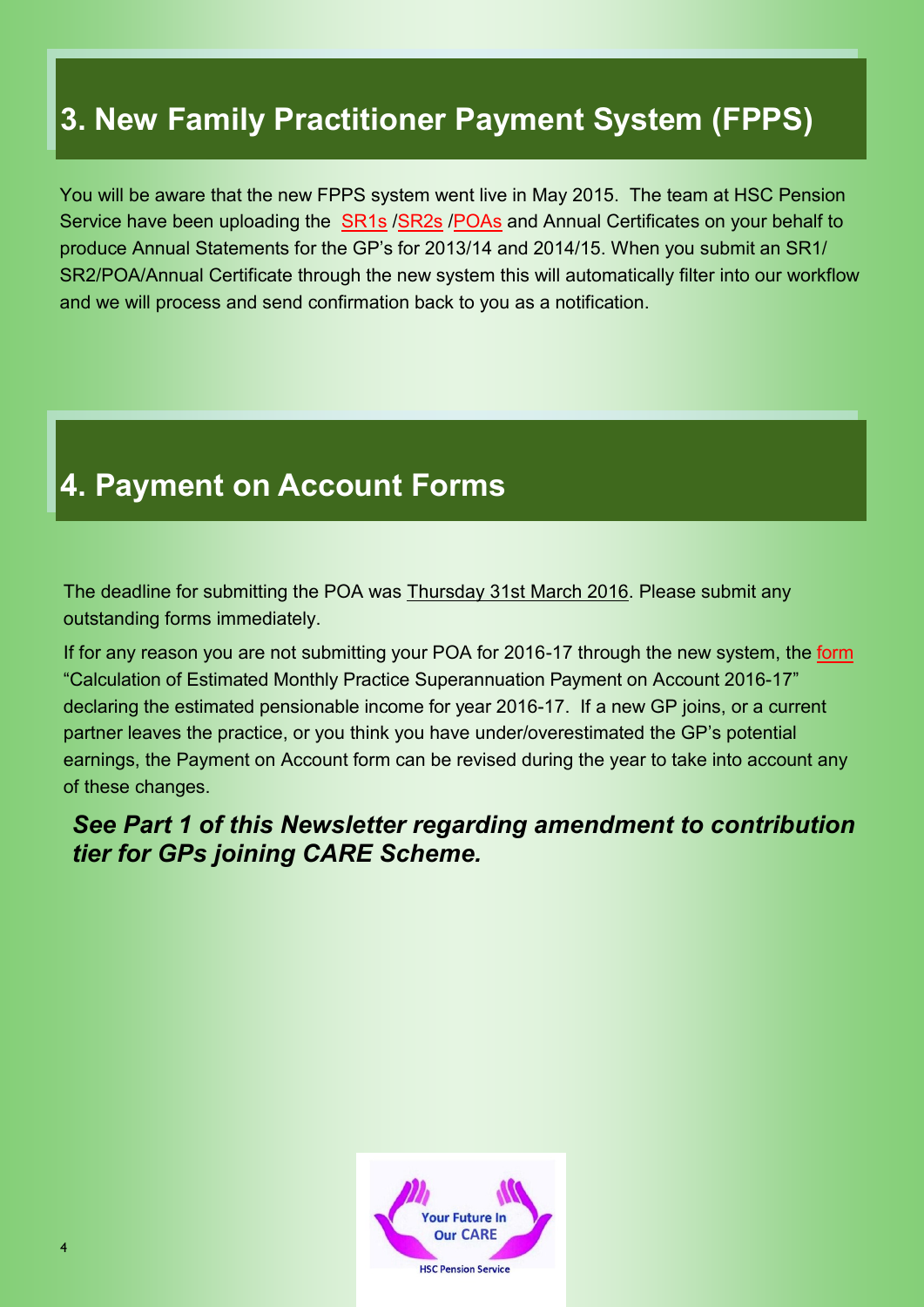## 3. New Family Practitioner Payment System (FPPS)

You will be aware that the new FPPS system went live in May 2015. The team at HSC Pension Service have been uploading the SR1s /SR2s /POAs and Annual Certificates on your behalf to produce Annual Statements for the GP's for 2013/14 and 2014/15. When you submit an SR1/ SR2/POA/Annual Certificate through the new system this will automatically filter into our workflow and we will process and send confirmation back to you as a notification.

## 4. Payment on Account Forms

The deadline for submitting the POA was Thursday 31st March 2016. Please submit any outstanding forms immediately.

If for any reason you are not submitting your POA for 2016-17 through the new system, the form "Calculation of Estimated Monthly Practice Superannuation Payment on Account 2016-17" declaring the estimated pensionable income for year 2016-17. If a new GP joins, or a current partner leaves the practice, or you think you have under/overestimated the GP's potential earnings, the Payment on Account form can be revised during the year to take into account any of these changes.

***See Part 1 of this Newsletter regarding amendment to contribution tier for GPs joining CARE Scheme.***

Your Future In Our CARE

HSC Pension Service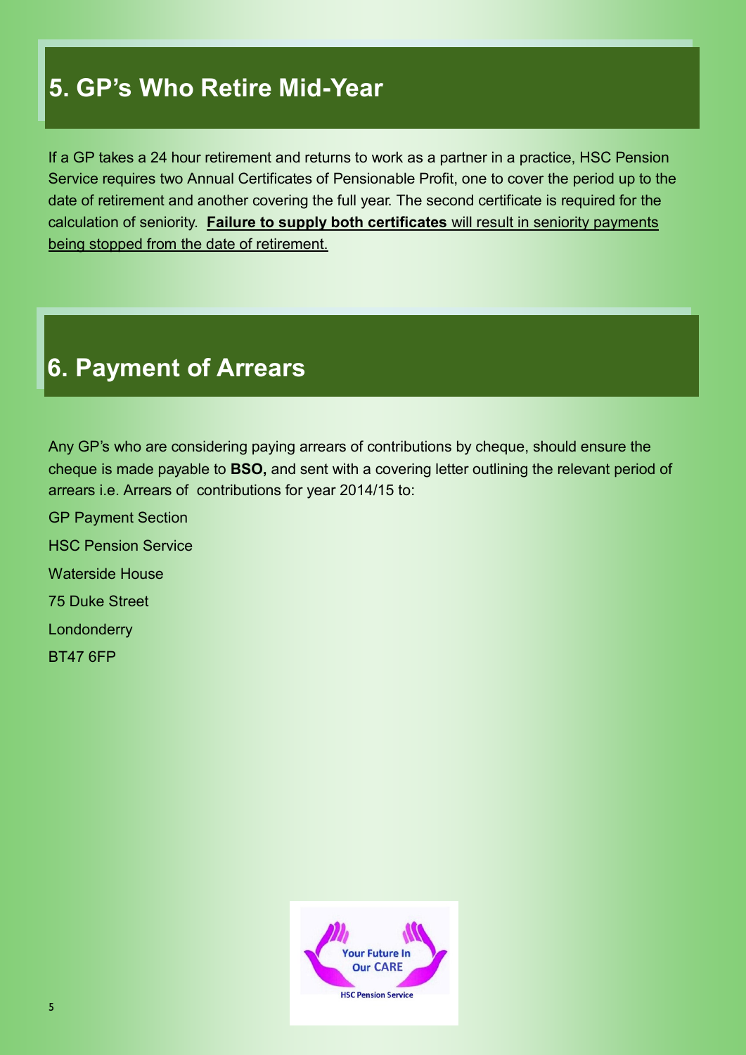## 5. GP's Who Retire Mid-Year

If a GP takes a 24 hour retirement and returns to work as a partner in a practice, HSC Pension Service requires two Annual Certificates of Pensionable Profit, one to cover the period up to the date of retirement and another covering the full year. The second certificate is required for the calculation of seniority. **Failure to supply both certificates** will result in seniority payments being stopped from the date of retirement.

## 6. Payment of Arrears

Any GP's who are considering paying arrears of contributions by cheque, should ensure the cheque is made payable to **BSO,** and sent with a covering letter outlining the relevant period of arrears i.e. Arrears of contributions for year 2014/15 to:

GP Payment Section

HSC Pension Service

Waterside House

75 Duke Street

Londonderry

BT47 6FP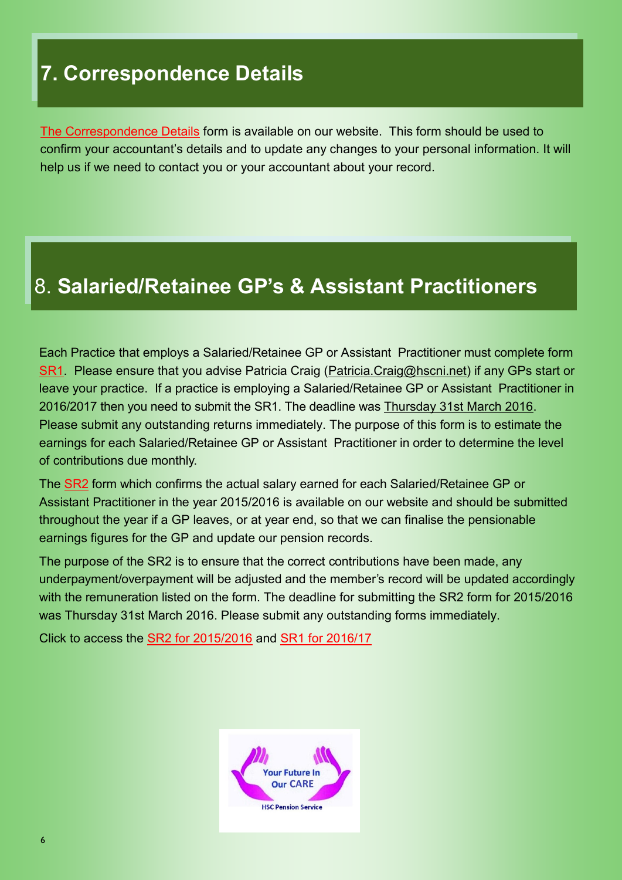## 7. Correspondence Details

The Correspondence Details form is available on our website. This form should be used to confirm your accountant's details and to update any changes to your personal information. It will help us if we need to contact you or your accountant about your record.

## 8. Salaried/Retainee GP's & Assistant Practitioners

Each Practice that employs a Salaried/Retainee GP or Assistant Practitioner must complete form SR1. Please ensure that you advise Patricia Craig (Patricia.Craig@hscni.net) if any GPs start or leave your practice. If a practice is employing a Salaried/Retainee GP or Assistant Practitioner in 2016/2017 then you need to submit the SR1. The deadline was Thursday 31st March 2016. Please submit any outstanding returns immediately. The purpose of this form is to estimate the earnings for each Salaried/Retainee GP or Assistant Practitioner in order to determine the level of contributions due monthly.

The SR2 form which confirms the actual salary earned for each Salaried/Retainee GP or Assistant Practitioner in the year 2015/2016 is available on our website and should be submitted throughout the year if a GP leaves, or at year end, so that we can finalise the pensionable earnings figures for the GP and update our pension records.

The purpose of the SR2 is to ensure that the correct contributions have been made, any underpayment/overpayment will be adjusted and the member's record will be updated accordingly with the remuneration listed on the form. The deadline for submitting the SR2 form for 2015/2016 was Thursday 31st March 2016. Please submit any outstanding forms immediately.

Click to access the SR2 for 2015/2016 and SR1 for 2016/17

Your Future In Our CARE

HSC Pension Service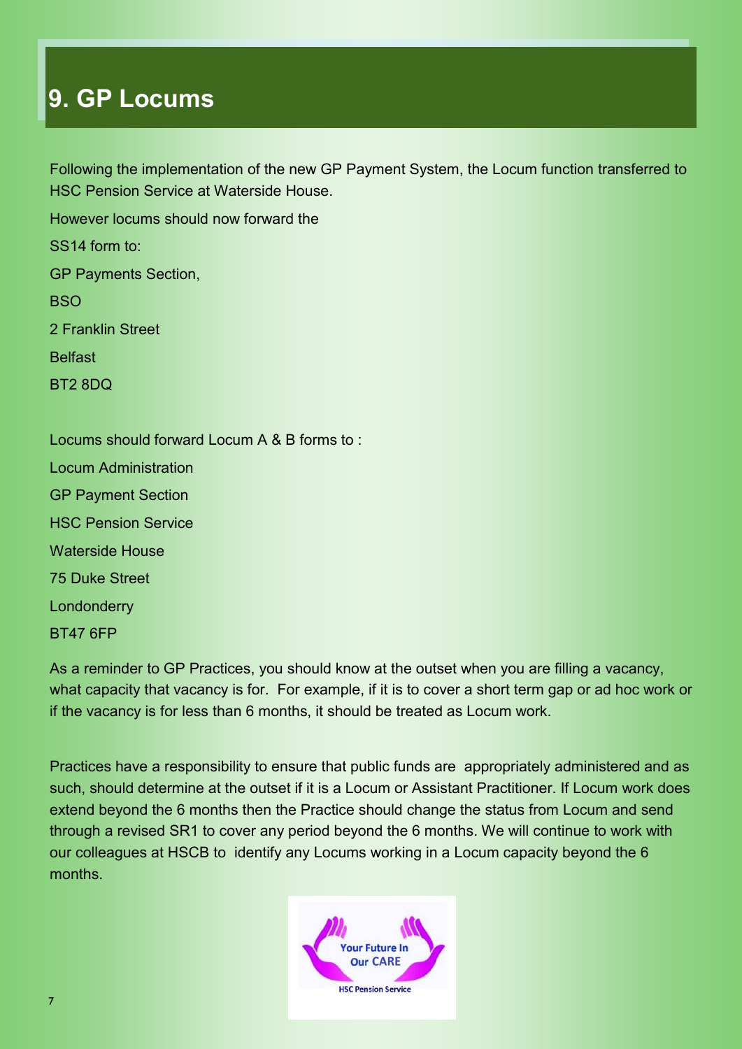# 9. GP Locums

Following the implementation of the new GP Payment System, the Locum function transferred to HSC Pension Service at Waterside House.

However locums should now forward the

SS14 form to:

GP Payments Section,

BSO

2 Franklin Street

Belfast

BT2 8DQ

Locums should forward Locum A & B forms to :

Locum Administration

GP Payment Section

HSC Pension Service

Waterside House

75 Duke Street

Londonderry

BT47 6FP

As a reminder to GP Practices, you should know at the outset when you are filling a vacancy, what capacity that vacancy is for. For example, if it is to cover a short term gap or ad hoc work or if the vacancy is for less than 6 months, it should be treated as Locum work.

Practices have a responsibility to ensure that public funds are appropriately administered and as such, should determine at the outset if it is a Locum or Assistant Practitioner. If Locum work does extend beyond the 6 months then the Practice should change the status from Locum and send through a revised SR1 to cover any period beyond the 6 months. We will continue to work with our colleagues at HSCB to identify any Locums working in a Locum capacity beyond the 6 months.

Your Future In Our CARE

HSC Pension Service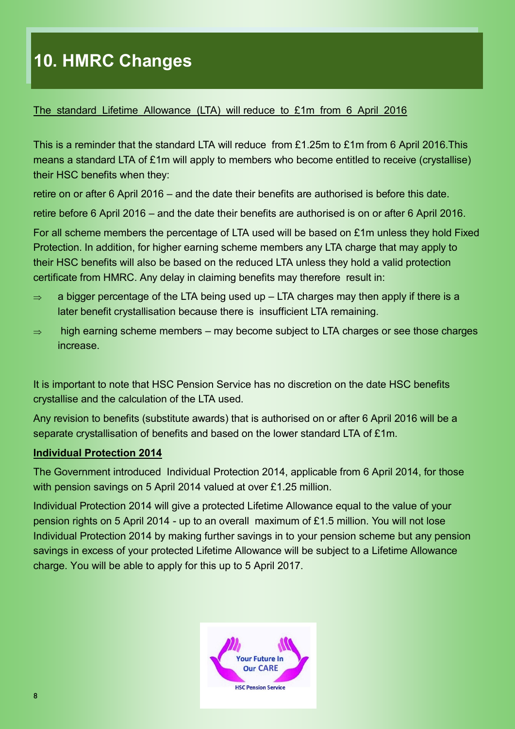# 10. HMRC Changes

The standard Lifetime Allowance (LTA) will reduce to £1m from 6 April 2016

This is a reminder that the standard LTA will reduce from £1.25m to £1m from 6 April 2016.This means a standard LTA of £1m will apply to members who become entitled to receive (crystallise) their HSC benefits when they:

retire on or after 6 April 2016 – and the date their benefits are authorised is before this date.

retire before 6 April 2016 – and the date their benefits are authorised is on or after 6 April 2016.

For all scheme members the percentage of LTA used will be based on £1m unless they hold Fixed Protection. In addition, for higher earning scheme members any LTA charge that may apply to their HSC benefits will also be based on the reduced LTA unless they hold a valid protection certificate from HMRC. Any delay in claiming benefits may therefore result in:

- ⇒ a bigger percentage of the LTA being used up – LTA charges may then apply if there is a later benefit crystallisation because there is insufficient LTA remaining.
- ⇒ high earning scheme members – may become subject to LTA charges or see those charges increase.

It is important to note that HSC Pension Service has no discretion on the date HSC benefits crystallise and the calculation of the LTA used.

Any revision to benefits (substitute awards) that is authorised on or after 6 April 2016 will be a separate crystallisation of benefits and based on the lower standard LTA of £1m.

**Individual Protection 2014**

The Government introduced Individual Protection 2014, applicable from 6 April 2014, for those with pension savings on 5 April 2014 valued at over £1.25 million.

Individual Protection 2014 will give a protected Lifetime Allowance equal to the value of your pension rights on 5 April 2014 - up to an overall maximum of £1.5 million. You will not lose Individual Protection 2014 by making further savings in to your pension scheme but any pension savings in excess of your protected Lifetime Allowance will be subject to a Lifetime Allowance charge. You will be able to apply for this up to 5 April 2017.

Your Future In Our CARE

HSC Pension Service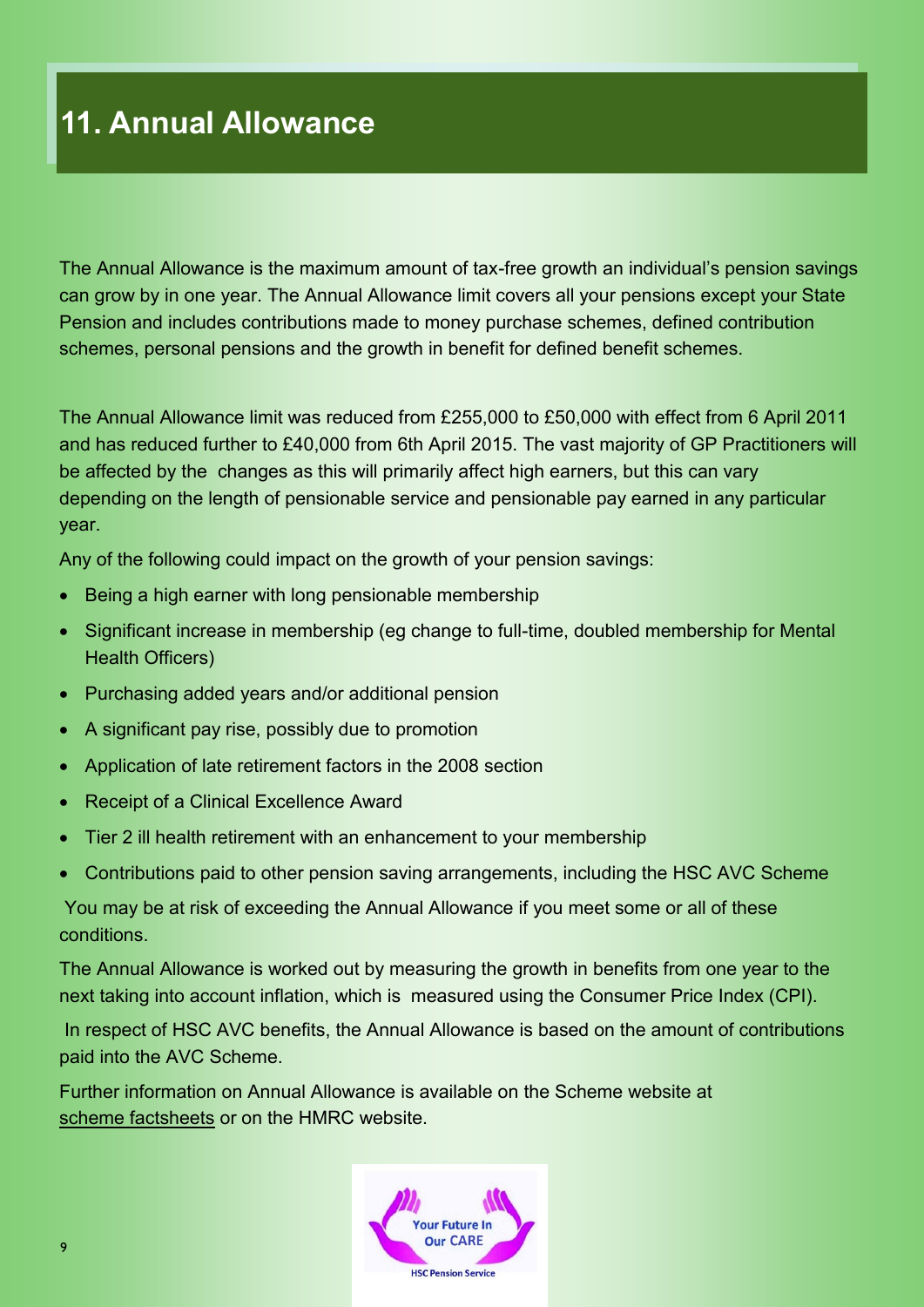# 11. Annual Allowance

The Annual Allowance is the maximum amount of tax-free growth an individual's pension savings can grow by in one year. The Annual Allowance limit covers all your pensions except your State Pension and includes contributions made to money purchase schemes, defined contribution schemes, personal pensions and the growth in benefit for defined benefit schemes.

The Annual Allowance limit was reduced from £255,000 to £50,000 with effect from 6 April 2011 and has reduced further to £40,000 from 6th April 2015. The vast majority of GP Practitioners will be affected by the changes as this will primarily affect high earners, but this can vary depending on the length of pensionable service and pensionable pay earned in any particular year.

Any of the following could impact on the growth of your pension savings:

- Being a high earner with long pensionable membership
- Significant increase in membership (eg change to full-time, doubled membership for Mental Health Officers)
- Purchasing added years and/or additional pension
- A significant pay rise, possibly due to promotion
- Application of late retirement factors in the 2008 section
- Receipt of a Clinical Excellence Award
- Tier 2 ill health retirement with an enhancement to your membership
- Contributions paid to other pension saving arrangements, including the HSC AVC Scheme

You may be at risk of exceeding the Annual Allowance if you meet some or all of these conditions.

The Annual Allowance is worked out by measuring the growth in benefits from one year to the next taking into account inflation, which is measured using the Consumer Price Index (CPI).

In respect of HSC AVC benefits, the Annual Allowance is based on the amount of contributions paid into the AVC Scheme.

Further information on Annual Allowance is available on the Scheme website at scheme factsheets or on the HMRC website.

Your Future In Our CARE

HSC Pension Service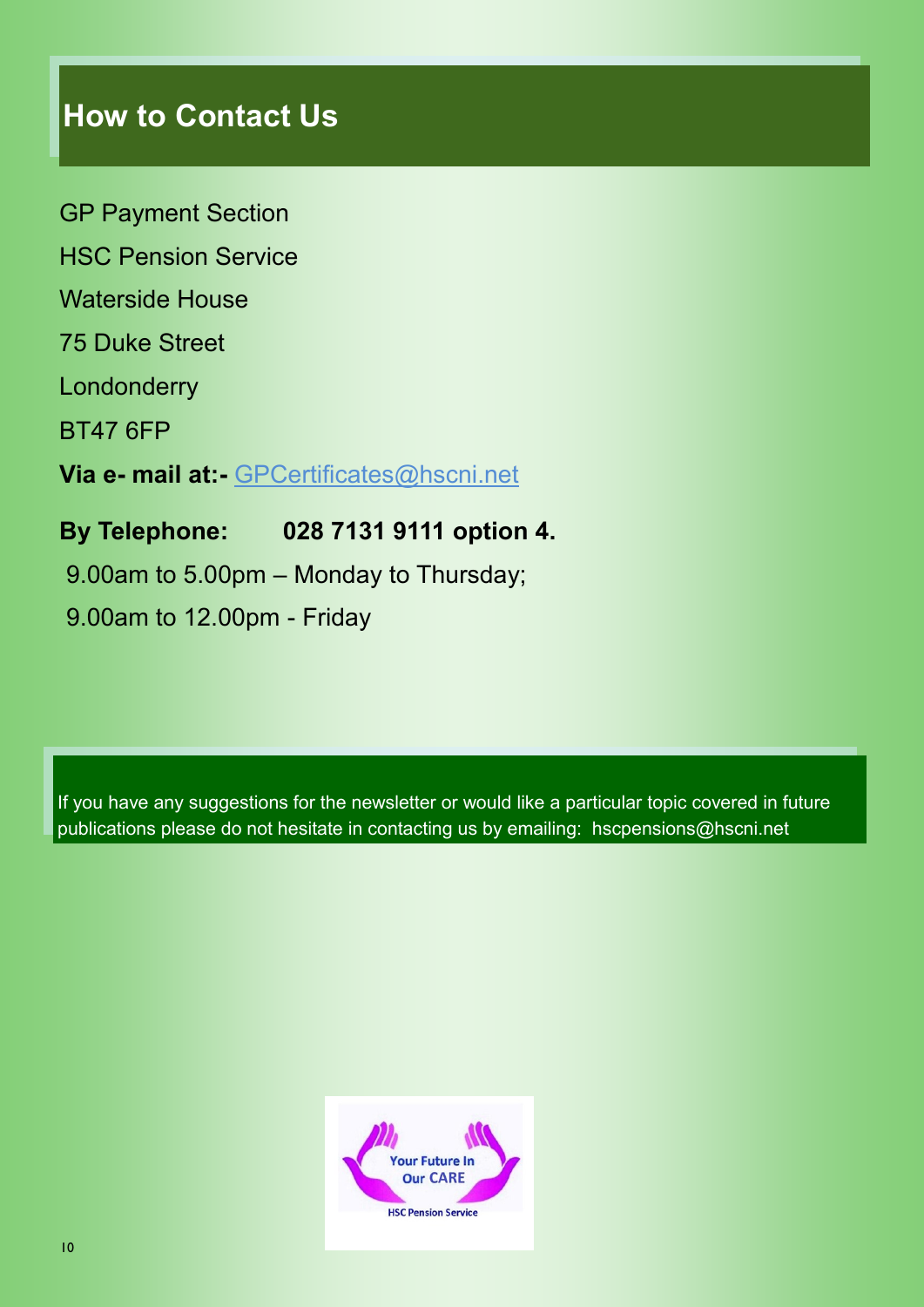## How to Contact Us

GP Payment Section

HSC Pension Service

Waterside House

75 Duke Street

Londonderry

BT47 6FP

**Via e- mail at:-** GPCertificates@hscni.net

**By Telephone: 028 7131 9111 option 4.**

9.00am to 5.00pm – Monday to Thursday;

9.00am to 12.00pm - Friday

If you have any suggestions for the newsletter or would like a particular topic covered in future publications please do not hesitate in contacting us by emailing: hscpensions@hscni.net